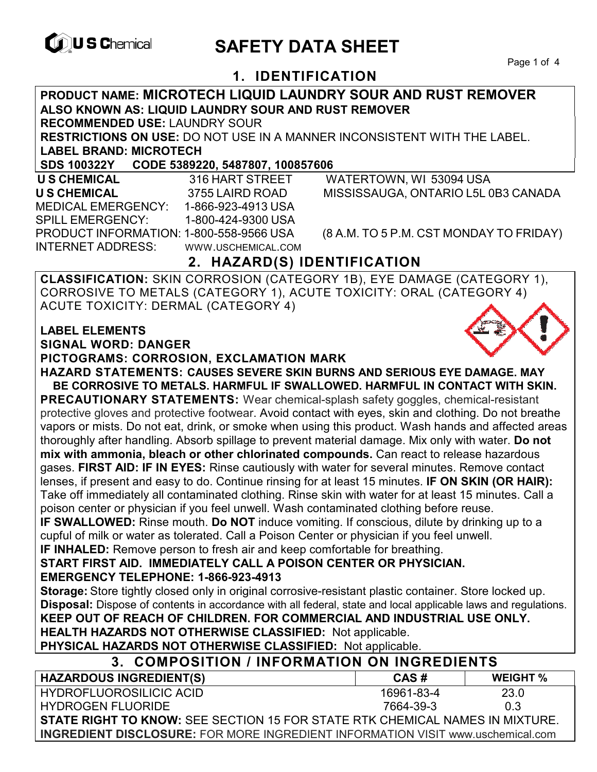# SAFETY DATA SHEET

## 1. IDENTIFICATION

**PRODUCT NAME: MICROTECH LIQUID LAUNDRY SOUR AND RUST REMOVER**
**ALSO KNOWN AS: LIQUID LAUNDRY SOUR AND RUST REMOVER**
**RECOMMENDED USE:** LAUNDRY SOUR
**RESTRICTIONS ON USE:** DO NOT USE IN A MANNER INCONSISTENT WITH THE LABEL.
**LABEL BRAND: MICROTECH**
**SDS 100322Y CODE 5389220, 5487807, 100857606**

**U S CHEMICAL** 316 HART STREET WATERTOWN, WI 53094 USA
**U S CHEMICAL** 3755 LAIRD ROAD MISSISSAUGA, ONTARIO L5L 0B3 CANADA
MEDICAL EMERGENCY: 1-866-923-4913 USA
SPILL EMERGENCY: 1-800-424-9300 USA
PRODUCT INFORMATION: 1-800-558-9566 USA (8 A.M. TO 5 P.M. CST MONDAY TO FRIDAY)
INTERNET ADDRESS: WWW.USCHEMICAL.COM

## 2. HAZARD(S) IDENTIFICATION

**CLASSIFICATION:** SKIN CORROSION (CATEGORY 1B), EYE DAMAGE (CATEGORY 1), CORROSIVE TO METALS (CATEGORY 1), ACUTE TOXICITY: ORAL (CATEGORY 4) ACUTE TOXICITY: DERMAL (CATEGORY 4)

**LABEL ELEMENTS**
**SIGNAL WORD: DANGER**
**PICTOGRAMS: CORROSION, EXCLAMATION MARK**
**HAZARD STATEMENTS: CAUSES SEVERE SKIN BURNS AND SERIOUS EYE DAMAGE. MAY BE CORROSIVE TO METALS. HARMFUL IF SWALLOWED. HARMFUL IN CONTACT WITH SKIN.**
**PRECAUTIONARY STATEMENTS:** Wear chemical-splash safety goggles, chemical-resistant protective gloves and protective footwear. Avoid contact with eyes, skin and clothing. Do not breathe vapors or mists. Do not eat, drink, or smoke when using this product. Wash hands and affected areas thoroughly after handling. Absorb spillage to prevent material damage. Mix only with water. **Do not mix with ammonia, bleach or other chlorinated compounds.** Can react to release hazardous gases. **FIRST AID: IF IN EYES:** Rinse cautiously with water for several minutes. Remove contact lenses, if present and easy to do. Continue rinsing for at least 15 minutes. **IF ON SKIN (OR HAIR):** Take off immediately all contaminated clothing. Rinse skin with water for at least 15 minutes. Call a poison center or physician if you feel unwell. Wash contaminated clothing before reuse.
**IF SWALLOWED:** Rinse mouth. **Do NOT** induce vomiting. If conscious, dilute by drinking up to a cupful of milk or water as tolerated. Call a Poison Center or physician if you feel unwell.
**IF INHALED:** Remove person to fresh air and keep comfortable for breathing.
**START FIRST AID. IMMEDIATELY CALL A POISON CENTER OR PHYSICIAN.**
**EMERGENCY TELEPHONE: 1-866-923-4913**
**Storage:** Store tightly closed only in original corrosive-resistant plastic container. Store locked up.
**Disposal:** Dispose of contents in accordance with all federal, state and local applicable laws and regulations.
**KEEP OUT OF REACH OF CHILDREN. FOR COMMERCIAL AND INDUSTRIAL USE ONLY.**
**HEALTH HAZARDS NOT OTHERWISE CLASSIFIED:** Not applicable.
**PHYSICAL HAZARDS NOT OTHERWISE CLASSIFIED:** Not applicable.

## 3. COMPOSITION / INFORMATION ON INGREDIENTS

| HAZARDOUS INGREDIENT(S) | CAS # | WEIGHT % |
|---|---|---|
| HYDROFLUOROSILICIC ACID | 16961-83-4 | 23.0 |
| HYDROGEN FLUORIDE | 7664-39-3 | 0.3 |

**STATE RIGHT TO KNOW:** SEE SECTION 15 FOR STATE RTK CHEMICAL NAMES IN MIXTURE.
**INGREDIENT DISCLOSURE:** FOR MORE INGREDIENT INFORMATION VISIT www.uschemical.com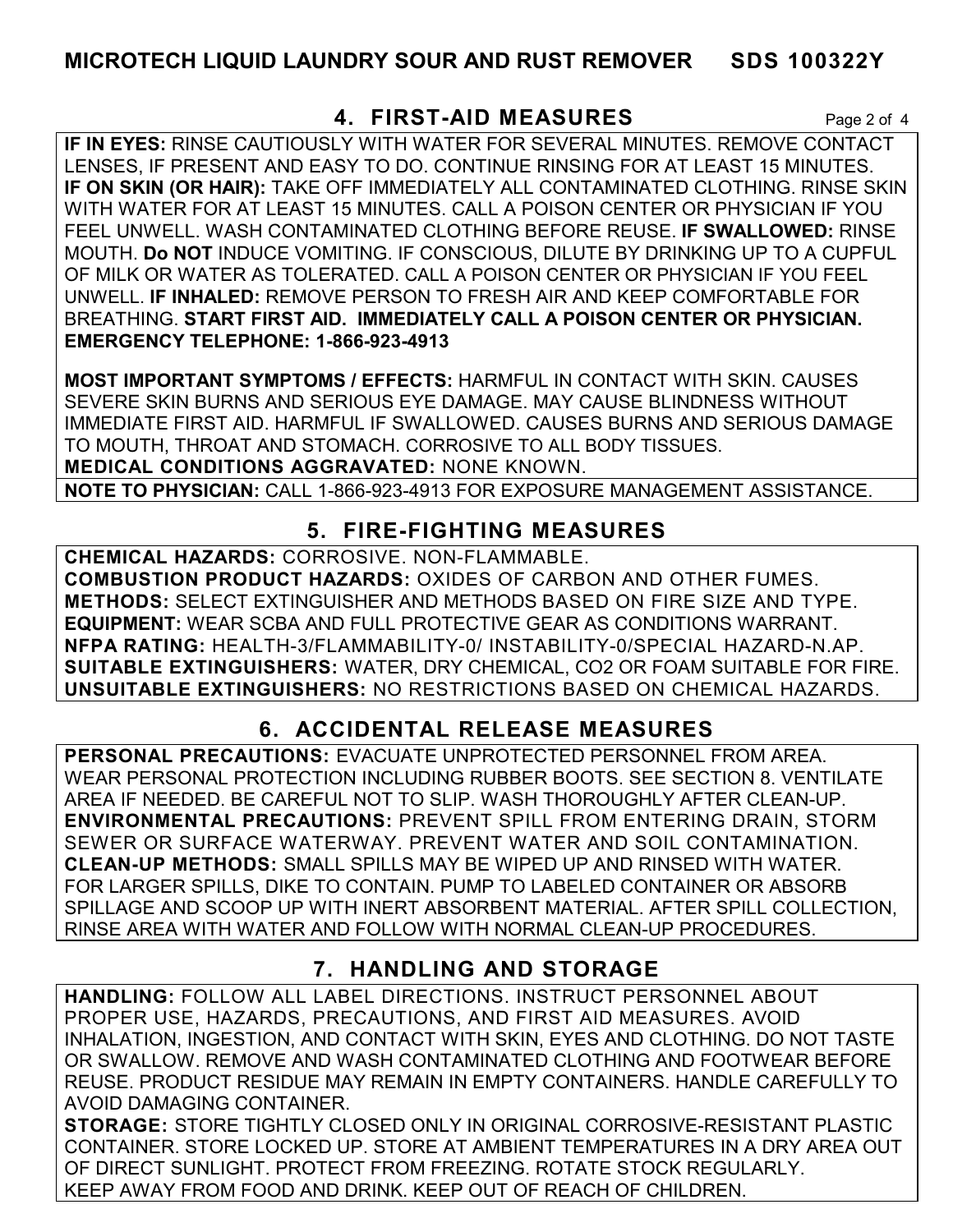## 4. FIRST-AID MEASURES

**IF IN EYES:** RINSE CAUTIOUSLY WITH WATER FOR SEVERAL MINUTES. REMOVE CONTACT LENSES, IF PRESENT AND EASY TO DO. CONTINUE RINSING FOR AT LEAST 15 MINUTES. **IF ON SKIN (OR HAIR):** TAKE OFF IMMEDIATELY ALL CONTAMINATED CLOTHING. RINSE SKIN WITH WATER FOR AT LEAST 15 MINUTES. CALL A POISON CENTER OR PHYSICIAN IF YOU FEEL UNWELL. WASH CONTAMINATED CLOTHING BEFORE REUSE. **IF SWALLOWED:** RINSE MOUTH. **Do NOT** INDUCE VOMITING. IF CONSCIOUS, DILUTE BY DRINKING UP TO A CUPFUL OF MILK OR WATER AS TOLERATED. CALL A POISON CENTER OR PHYSICIAN IF YOU FEEL UNWELL. **IF INHALED:** REMOVE PERSON TO FRESH AIR AND KEEP COMFORTABLE FOR BREATHING. **START FIRST AID. IMMEDIATELY CALL A POISON CENTER OR PHYSICIAN. EMERGENCY TELEPHONE: 1-866-923-4913**

**MOST IMPORTANT SYMPTOMS / EFFECTS:** HARMFUL IN CONTACT WITH SKIN. CAUSES SEVERE SKIN BURNS AND SERIOUS EYE DAMAGE. MAY CAUSE BLINDNESS WITHOUT IMMEDIATE FIRST AID. HARMFUL IF SWALLOWED. CAUSES BURNS AND SERIOUS DAMAGE TO MOUTH, THROAT AND STOMACH. CORROSIVE TO ALL BODY TISSUES.
**MEDICAL CONDITIONS AGGRAVATED:** NONE KNOWN.

**NOTE TO PHYSICIAN:** CALL 1-866-923-4913 FOR EXPOSURE MANAGEMENT ASSISTANCE.

## 5. FIRE-FIGHTING MEASURES

**CHEMICAL HAZARDS:** CORROSIVE. NON-FLAMMABLE.
**COMBUSTION PRODUCT HAZARDS:** OXIDES OF CARBON AND OTHER FUMES.
**METHODS:** SELECT EXTINGUISHER AND METHODS BASED ON FIRE SIZE AND TYPE.
**EQUIPMENT:** WEAR SCBA AND FULL PROTECTIVE GEAR AS CONDITIONS WARRANT.
**NFPA RATING:** HEALTH-3/FLAMMABILITY-0/ INSTABILITY-0/SPECIAL HAZARD-N.AP.
**SUITABLE EXTINGUISHERS:** WATER, DRY CHEMICAL, CO2 OR FOAM SUITABLE FOR FIRE.
**UNSUITABLE EXTINGUISHERS:** NO RESTRICTIONS BASED ON CHEMICAL HAZARDS.

## 6. ACCIDENTAL RELEASE MEASURES

**PERSONAL PRECAUTIONS:** EVACUATE UNPROTECTED PERSONNEL FROM AREA. WEAR PERSONAL PROTECTION INCLUDING RUBBER BOOTS. SEE SECTION 8. VENTILATE AREA IF NEEDED. BE CAREFUL NOT TO SLIP. WASH THOROUGHLY AFTER CLEAN-UP.
**ENVIRONMENTAL PRECAUTIONS:** PREVENT SPILL FROM ENTERING DRAIN, STORM SEWER OR SURFACE WATERWAY. PREVENT WATER AND SOIL CONTAMINATION.
**CLEAN-UP METHODS:** SMALL SPILLS MAY BE WIPED UP AND RINSED WITH WATER. FOR LARGER SPILLS, DIKE TO CONTAIN. PUMP TO LABELED CONTAINER OR ABSORB SPILLAGE AND SCOOP UP WITH INERT ABSORBENT MATERIAL. AFTER SPILL COLLECTION, RINSE AREA WITH WATER AND FOLLOW WITH NORMAL CLEAN-UP PROCEDURES.

## 7. HANDLING AND STORAGE

**HANDLING:** FOLLOW ALL LABEL DIRECTIONS. INSTRUCT PERSONNEL ABOUT PROPER USE, HAZARDS, PRECAUTIONS, AND FIRST AID MEASURES. AVOID INHALATION, INGESTION, AND CONTACT WITH SKIN, EYES AND CLOTHING. DO NOT TASTE OR SWALLOW. REMOVE AND WASH CONTAMINATED CLOTHING AND FOOTWEAR BEFORE REUSE. PRODUCT RESIDUE MAY REMAIN IN EMPTY CONTAINERS. HANDLE CAREFULLY TO AVOID DAMAGING CONTAINER.
**STORAGE:** STORE TIGHTLY CLOSED ONLY IN ORIGINAL CORROSIVE-RESISTANT PLASTIC CONTAINER. STORE LOCKED UP. STORE AT AMBIENT TEMPERATURES IN A DRY AREA OUT OF DIRECT SUNLIGHT. PROTECT FROM FREEZING. ROTATE STOCK REGULARLY. KEEP AWAY FROM FOOD AND DRINK. KEEP OUT OF REACH OF CHILDREN.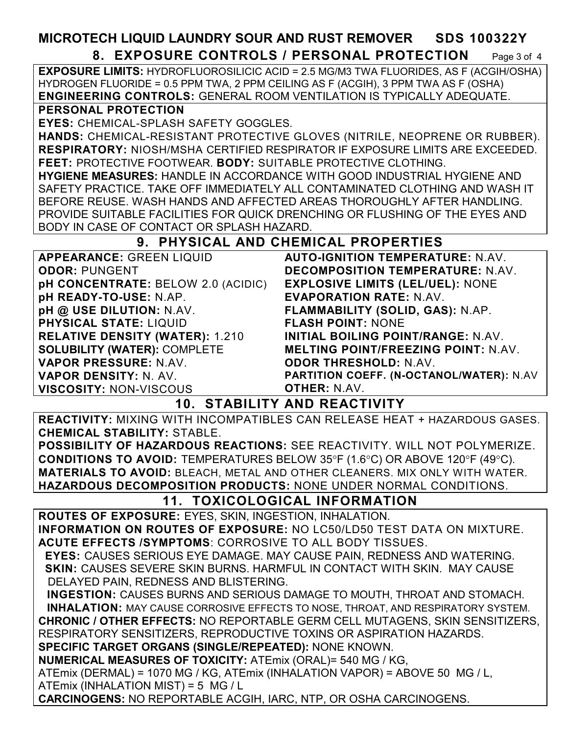# MICROTECH LIQUID LAUNDRY SOUR AND RUST REMOVER SDS 100322Y

## 8. EXPOSURE CONTROLS / PERSONAL PROTECTION

**EXPOSURE LIMITS:** HYDROFLUOROSILICIC ACID = 2.5 MG/M3 TWA FLUORIDES, AS F (ACGIH/OSHA)
HYDROGEN FLUORIDE = 0.5 PPM TWA, 2 PPM CEILING AS F (ACGIH), 3 PPM TWA AS F (OSHA)
**ENGINEERING CONTROLS:** GENERAL ROOM VENTILATION IS TYPICALLY ADEQUATE.

**PERSONAL PROTECTION**
**EYES:** CHEMICAL-SPLASH SAFETY GOGGLES.
**HANDS:** CHEMICAL-RESISTANT PROTECTIVE GLOVES (NITRILE, NEOPRENE OR RUBBER).
**RESPIRATORY:** NIOSH/MSHA CERTIFIED RESPIRATOR IF EXPOSURE LIMITS ARE EXCEEDED.
**FEET:** PROTECTIVE FOOTWEAR. **BODY:** SUITABLE PROTECTIVE CLOTHING.
**HYGIENE MEASURES:** HANDLE IN ACCORDANCE WITH GOOD INDUSTRIAL HYGIENE AND SAFETY PRACTICE. TAKE OFF IMMEDIATELY ALL CONTAMINATED CLOTHING AND WASH IT BEFORE REUSE. WASH HANDS AND AFFECTED AREAS THOROUGHLY AFTER HANDLING. PROVIDE SUITABLE FACILITIES FOR QUICK DRENCHING OR FLUSHING OF THE EYES AND BODY IN CASE OF CONTACT OR SPLASH HAZARD.

## 9. PHYSICAL AND CHEMICAL PROPERTIES

**APPEARANCE:** GREEN LIQUID
**ODOR:** PUNGENT
**pH CONCENTRATE:** BELOW 2.0 (ACIDIC)
**pH READY-TO-USE:** N.AP.
**pH @ USE DILUTION:** N.AV.
**PHYSICAL STATE:** LIQUID
**RELATIVE DENSITY (WATER):** 1.210
**SOLUBILITY (WATER):** COMPLETE
**VAPOR PRESSURE:** N.AV.
**VAPOR DENSITY:** N. AV.
**VISCOSITY:** NON-VISCOUS
**AUTO-IGNITION TEMPERATURE:** N.AV.
**DECOMPOSITION TEMPERATURE:** N.AV.
**EXPLOSIVE LIMITS (LEL/UEL):** NONE
**EVAPORATION RATE:** N.AV.
**FLAMMABILITY (SOLID, GAS):** N.AP.
**FLASH POINT:** NONE
**INITIAL BOILING POINT/RANGE:** N.AV.
**MELTING POINT/FREEZING POINT:** N.AV.
**ODOR THRESHOLD:** N.AV.
**PARTITION COEFF. (N-OCTANOL/WATER):** N.AV
**OTHER:** N.AV.

## 10. STABILITY AND REACTIVITY

**REACTIVITY:** MIXING WITH INCOMPATIBLES CAN RELEASE HEAT + HAZARDOUS GASES.
**CHEMICAL STABILITY:** STABLE.
**POSSIBILITY OF HAZARDOUS REACTIONS:** SEE REACTIVITY. WILL NOT POLYMERIZE.
**CONDITIONS TO AVOID:** TEMPERATURES BELOW 35°F (1.6°C) OR ABOVE 120°F (49°C).
**MATERIALS TO AVOID:** BLEACH, METAL AND OTHER CLEANERS. MIX ONLY WITH WATER.
**HAZARDOUS DECOMPOSITION PRODUCTS:** NONE UNDER NORMAL CONDITIONS.

## 11. TOXICOLOGICAL INFORMATION

**ROUTES OF EXPOSURE:** EYES, SKIN, INGESTION, INHALATION.
**INFORMATION ON ROUTES OF EXPOSURE:** NO LC50/LD50 TEST DATA ON MIXTURE.
**ACUTE EFFECTS /SYMPTOMS**: CORROSIVE TO ALL BODY TISSUES.
**EYES:** CAUSES SERIOUS EYE DAMAGE. MAY CAUSE PAIN, REDNESS AND WATERING.
**SKIN:** CAUSES SEVERE SKIN BURNS. HARMFUL IN CONTACT WITH SKIN. MAY CAUSE DELAYED PAIN, REDNESS AND BLISTERING.
**INGESTION:** CAUSES BURNS AND SERIOUS DAMAGE TO MOUTH, THROAT AND STOMACH.
**INHALATION:** MAY CAUSE CORROSIVE EFFECTS TO NOSE, THROAT, AND RESPIRATORY SYSTEM.
**CHRONIC / OTHER EFFECTS:** NO REPORTABLE GERM CELL MUTAGENS, SKIN SENSITIZERS, RESPIRATORY SENSITIZERS, REPRODUCTIVE TOXINS OR ASPIRATION HAZARDS.
**SPECIFIC TARGET ORGANS (SINGLE/REPEATED):** NONE KNOWN.
**NUMERICAL MEASURES OF TOXICITY:** ATEmix (ORAL)= 540 MG / KG, ATEmix (DERMAL) = 1070 MG / KG, ATEmix (INHALATION VAPOR) = ABOVE 50 MG / L, ATEmix (INHALATION MIST) = 5 MG / L
**CARCINOGENS:** NO REPORTABLE ACGIH, IARC, NTP, OR OSHA CARCINOGENS.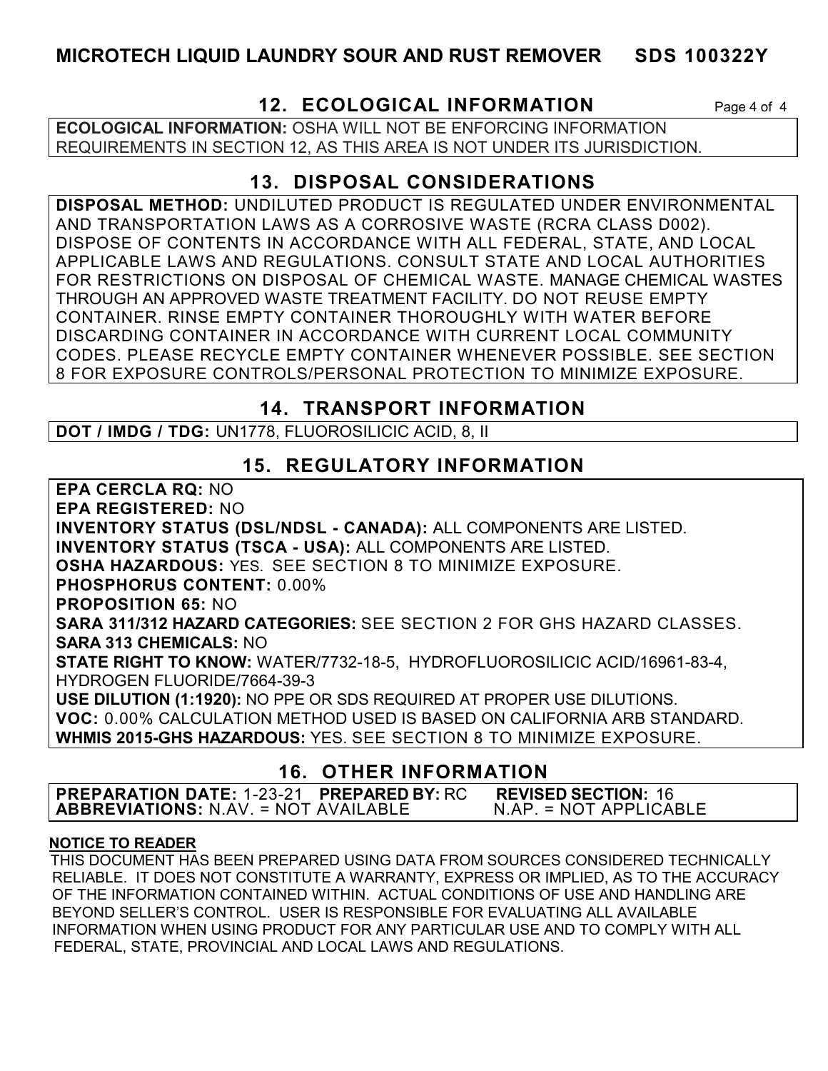## 12. ECOLOGICAL INFORMATION

**ECOLOGICAL INFORMATION:** OSHA WILL NOT BE ENFORCING INFORMATION REQUIREMENTS IN SECTION 12, AS THIS AREA IS NOT UNDER ITS JURISDICTION.

## 13. DISPOSAL CONSIDERATIONS

**DISPOSAL METHOD:** UNDILUTED PRODUCT IS REGULATED UNDER ENVIRONMENTAL AND TRANSPORTATION LAWS AS A CORROSIVE WASTE (RCRA CLASS D002). DISPOSE OF CONTENTS IN ACCORDANCE WITH ALL FEDERAL, STATE, AND LOCAL APPLICABLE LAWS AND REGULATIONS. CONSULT STATE AND LOCAL AUTHORITIES FOR RESTRICTIONS ON DISPOSAL OF CHEMICAL WASTE. MANAGE CHEMICAL WASTES THROUGH AN APPROVED WASTE TREATMENT FACILITY. DO NOT REUSE EMPTY CONTAINER. RINSE EMPTY CONTAINER THOROUGHLY WITH WATER BEFORE DISCARDING CONTAINER IN ACCORDANCE WITH CURRENT LOCAL COMMUNITY CODES. PLEASE RECYCLE EMPTY CONTAINER WHENEVER POSSIBLE. SEE SECTION 8 FOR EXPOSURE CONTROLS/PERSONAL PROTECTION TO MINIMIZE EXPOSURE.

## 14. TRANSPORT INFORMATION

**DOT / IMDG / TDG:** UN1778, FLUOROSILICIC ACID, 8, II

## 15. REGULATORY INFORMATION

**EPA CERCLA RQ:** NO
**EPA REGISTERED:** NO
**INVENTORY STATUS (DSL/NDSL - CANADA):** ALL COMPONENTS ARE LISTED.
**INVENTORY STATUS (TSCA - USA):** ALL COMPONENTS ARE LISTED.
**OSHA HAZARDOUS:** YES. SEE SECTION 8 TO MINIMIZE EXPOSURE.
**PHOSPHORUS CONTENT:** 0.00%
**PROPOSITION 65:** NO
**SARA 311/312 HAZARD CATEGORIES:** SEE SECTION 2 FOR GHS HAZARD CLASSES.
**SARA 313 CHEMICALS:** NO
**STATE RIGHT TO KNOW:** WATER/7732-18-5, HYDROFLUOROSILICIC ACID/16961-83-4, HYDROGEN FLUORIDE/7664-39-3
**USE DILUTION (1:1920):** NO PPE OR SDS REQUIRED AT PROPER USE DILUTIONS.
**VOC:** 0.00% CALCULATION METHOD USED IS BASED ON CALIFORNIA ARB STANDARD.
**WHMIS 2015-GHS HAZARDOUS:** YES. SEE SECTION 8 TO MINIMIZE EXPOSURE.

## 16. OTHER INFORMATION

**PREPARATION DATE:** 1-23-21 **PREPARED BY:** RC **REVISED SECTION:** 16
**ABBREVIATIONS:** N.AV. = NOT AVAILABLE N.AP. = NOT APPLICABLE

**NOTICE TO READER**

THIS DOCUMENT HAS BEEN PREPARED USING DATA FROM SOURCES CONSIDERED TECHNICALLY RELIABLE. IT DOES NOT CONSTITUTE A WARRANTY, EXPRESS OR IMPLIED, AS TO THE ACCURACY OF THE INFORMATION CONTAINED WITHIN. ACTUAL CONDITIONS OF USE AND HANDLING ARE BEYOND SELLER'S CONTROL. USER IS RESPONSIBLE FOR EVALUATING ALL AVAILABLE INFORMATION WHEN USING PRODUCT FOR ANY PARTICULAR USE AND TO COMPLY WITH ALL FEDERAL, STATE, PROVINCIAL AND LOCAL LAWS AND REGULATIONS.